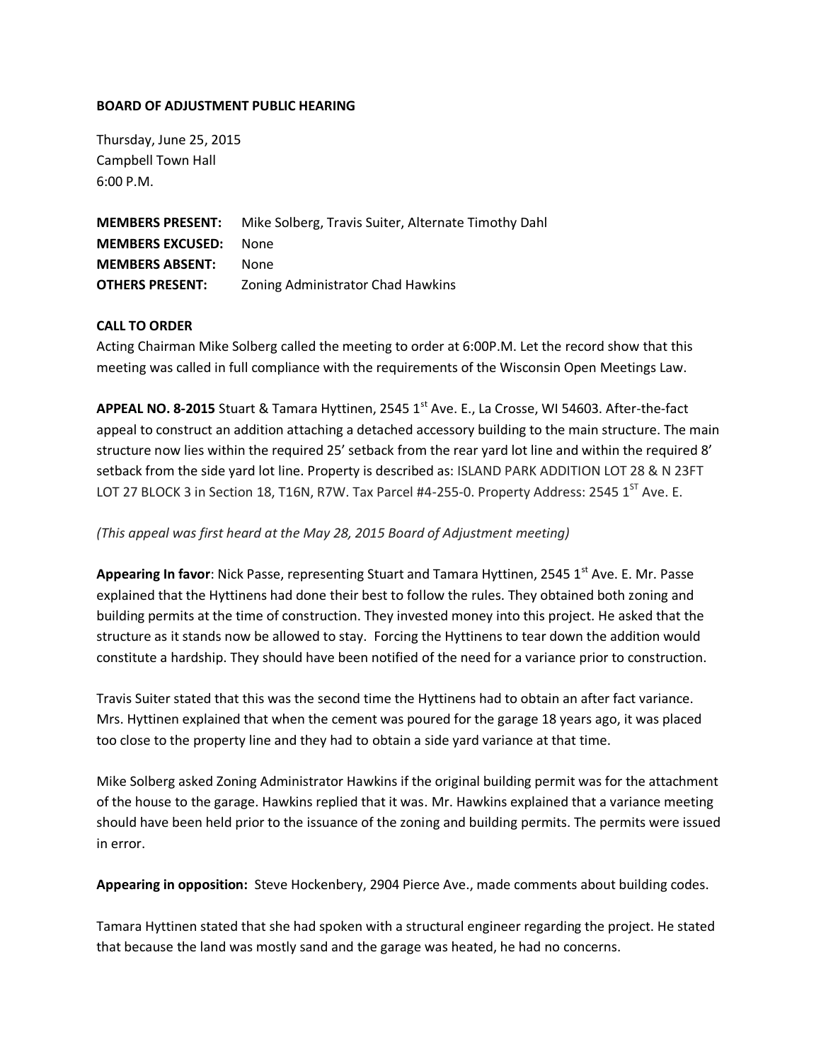**BOARD OF ADJUSTMENT PUBLIC HEARING**

Thursday, June 25, 2015
Campbell Town Hall
6:00 P.M.

**MEMBERS PRESENT:** Mike Solberg, Travis Suiter, Alternate Timothy Dahl
**MEMBERS EXCUSED:** None
**MEMBERS ABSENT:** None
**OTHERS PRESENT:** Zoning Administrator Chad Hawkins

**CALL TO ORDER**

Acting Chairman Mike Solberg called the meeting to order at 6:00P.M. Let the record show that this meeting was called in full compliance with the requirements of the Wisconsin Open Meetings Law.

**APPEAL NO. 8-2015** Stuart & Tamara Hyttinen, 2545 1st Ave. E., La Crosse, WI 54603. After-the-fact appeal to construct an addition attaching a detached accessory building to the main structure. The main structure now lies within the required 25' setback from the rear yard lot line and within the required 8' setback from the side yard lot line. Property is described as: ISLAND PARK ADDITION LOT 28 & N 23FT LOT 27 BLOCK 3 in Section 18, T16N, R7W. Tax Parcel #4-255-0. Property Address: 2545 1ST Ave. E.

*(This appeal was first heard at the May 28, 2015 Board of Adjustment meeting)*

**Appearing In favor**: Nick Passe, representing Stuart and Tamara Hyttinen, 2545 1st Ave. E. Mr. Passe explained that the Hyttinens had done their best to follow the rules. They obtained both zoning and building permits at the time of construction. They invested money into this project. He asked that the structure as it stands now be allowed to stay. Forcing the Hyttinens to tear down the addition would constitute a hardship. They should have been notified of the need for a variance prior to construction.

Travis Suiter stated that this was the second time the Hyttinens had to obtain an after fact variance. Mrs. Hyttinen explained that when the cement was poured for the garage 18 years ago, it was placed too close to the property line and they had to obtain a side yard variance at that time.

Mike Solberg asked Zoning Administrator Hawkins if the original building permit was for the attachment of the house to the garage. Hawkins replied that it was. Mr. Hawkins explained that a variance meeting should have been held prior to the issuance of the zoning and building permits. The permits were issued in error.

**Appearing in opposition:** Steve Hockenbery, 2904 Pierce Ave., made comments about building codes.

Tamara Hyttinen stated that she had spoken with a structural engineer regarding the project. He stated that because the land was mostly sand and the garage was heated, he had no concerns.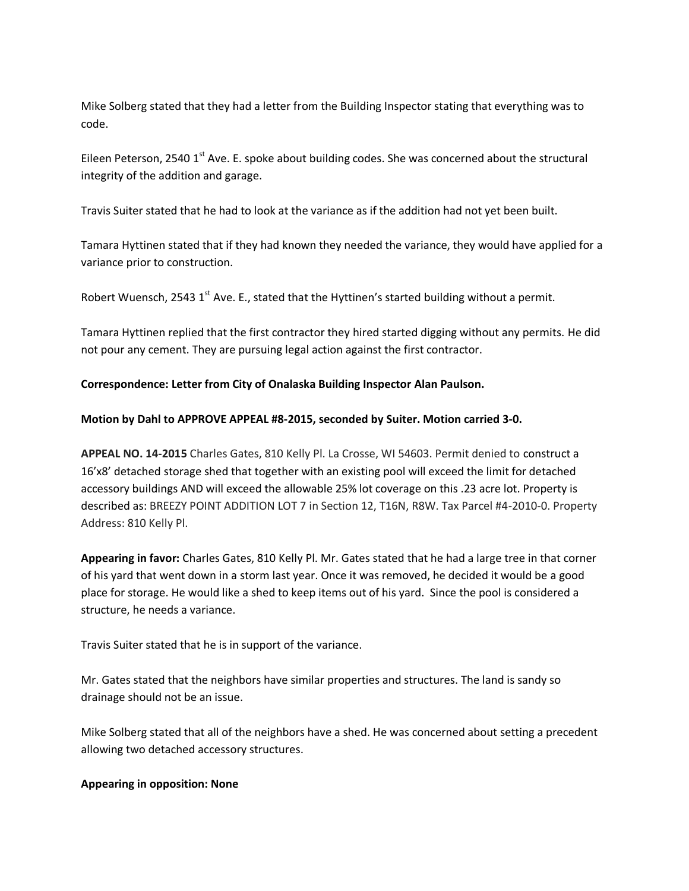Mike Solberg stated that they had a letter from the Building Inspector stating that everything was to code.

Eileen Peterson, 2540 1st Ave. E. spoke about building codes. She was concerned about the structural integrity of the addition and garage.

Travis Suiter stated that he had to look at the variance as if the addition had not yet been built.

Tamara Hyttinen stated that if they had known they needed the variance, they would have applied for a variance prior to construction.

Robert Wuensch, 2543 1st Ave. E., stated that the Hyttinen's started building without a permit.

Tamara Hyttinen replied that the first contractor they hired started digging without any permits. He did not pour any cement. They are pursuing legal action against the first contractor.

**Correspondence: Letter from City of Onalaska Building Inspector Alan Paulson.**

**Motion by Dahl to APPROVE APPEAL #8-2015, seconded by Suiter. Motion carried 3-0.**

**APPEAL NO. 14-2015** Charles Gates, 810 Kelly Pl. La Crosse, WI 54603. Permit denied to construct a 16'x8' detached storage shed that together with an existing pool will exceed the limit for detached accessory buildings AND will exceed the allowable 25% lot coverage on this .23 acre lot. Property is described as: BREEZY POINT ADDITION LOT 7 in Section 12, T16N, R8W. Tax Parcel #4-2010-0. Property Address: 810 Kelly Pl.

**Appearing in favor:** Charles Gates, 810 Kelly Pl. Mr. Gates stated that he had a large tree in that corner of his yard that went down in a storm last year. Once it was removed, he decided it would be a good place for storage. He would like a shed to keep items out of his yard. Since the pool is considered a structure, he needs a variance.

Travis Suiter stated that he is in support of the variance.

Mr. Gates stated that the neighbors have similar properties and structures. The land is sandy so drainage should not be an issue.

Mike Solberg stated that all of the neighbors have a shed. He was concerned about setting a precedent allowing two detached accessory structures.

**Appearing in opposition: None**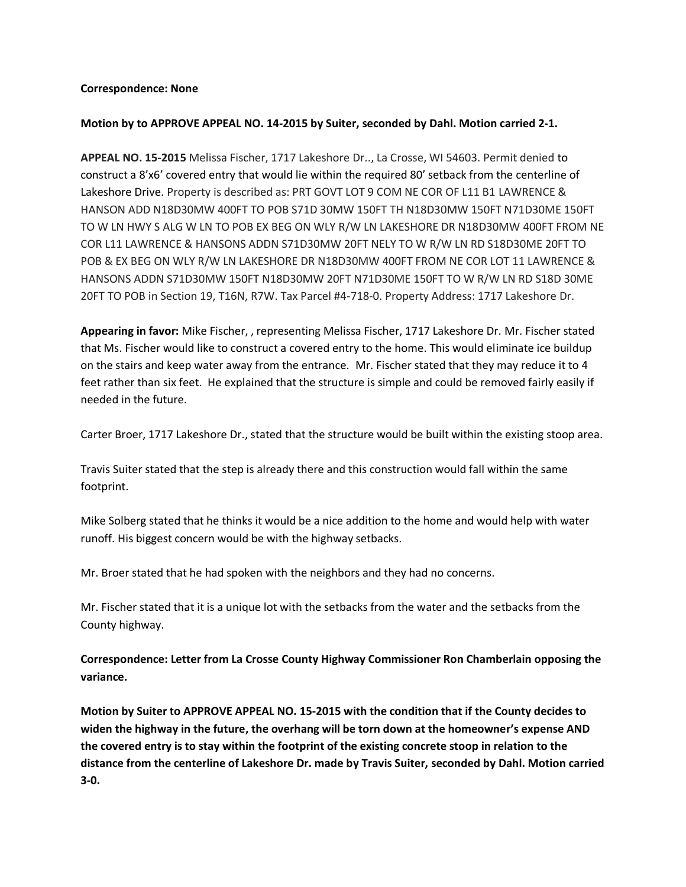**Correspondence: None**

**Motion by to APPROVE APPEAL NO. 14-2015 by Suiter, seconded by Dahl. Motion carried 2-1.**

**APPEAL NO. 15-2015** Melissa Fischer, 1717 Lakeshore Dr.., La Crosse, WI 54603. Permit denied to construct a 8'x6' covered entry that would lie within the required 80' setback from the centerline of Lakeshore Drive. Property is described as: PRT GOVT LOT 9 COM NE COR OF L11 B1 LAWRENCE & HANSON ADD N18D30MW 400FT TO POB S71D 30MW 150FT TH N18D30MW 150FT N71D30ME 150FT TO W LN HWY S ALG W LN TO POB EX BEG ON WLY R/W LN LAKESHORE DR N18D30MW 400FT FROM NE COR L11 LAWRENCE & HANSONS ADDN S71D30MW 20FT NELY TO W R/W LN RD S18D30ME 20FT TO POB & EX BEG ON WLY R/W LN LAKESHORE DR N18D30MW 400FT FROM NE COR LOT 11 LAWRENCE & HANSONS ADDN S71D30MW 150FT N18D30MW 20FT N71D30ME 150FT TO W R/W LN RD S18D 30ME 20FT TO POB in Section 19, T16N, R7W. Tax Parcel #4-718-0. Property Address: 1717 Lakeshore Dr.

**Appearing in favor:** Mike Fischer, , representing Melissa Fischer, 1717 Lakeshore Dr. Mr. Fischer stated that Ms. Fischer would like to construct a covered entry to the home. This would eliminate ice buildup on the stairs and keep water away from the entrance. Mr. Fischer stated that they may reduce it to 4 feet rather than six feet. He explained that the structure is simple and could be removed fairly easily if needed in the future.

Carter Broer, 1717 Lakeshore Dr., stated that the structure would be built within the existing stoop area.

Travis Suiter stated that the step is already there and this construction would fall within the same footprint.

Mike Solberg stated that he thinks it would be a nice addition to the home and would help with water runoff. His biggest concern would be with the highway setbacks.

Mr. Broer stated that he had spoken with the neighbors and they had no concerns.

Mr. Fischer stated that it is a unique lot with the setbacks from the water and the setbacks from the County highway.

**Correspondence: Letter from La Crosse County Highway Commissioner Ron Chamberlain opposing the variance.**

**Motion by Suiter to APPROVE APPEAL NO. 15-2015 with the condition that if the County decides to widen the highway in the future, the overhang will be torn down at the homeowner's expense AND the covered entry is to stay within the footprint of the existing concrete stoop in relation to the distance from the centerline of Lakeshore Dr. made by Travis Suiter, seconded by Dahl. Motion carried 3-0.**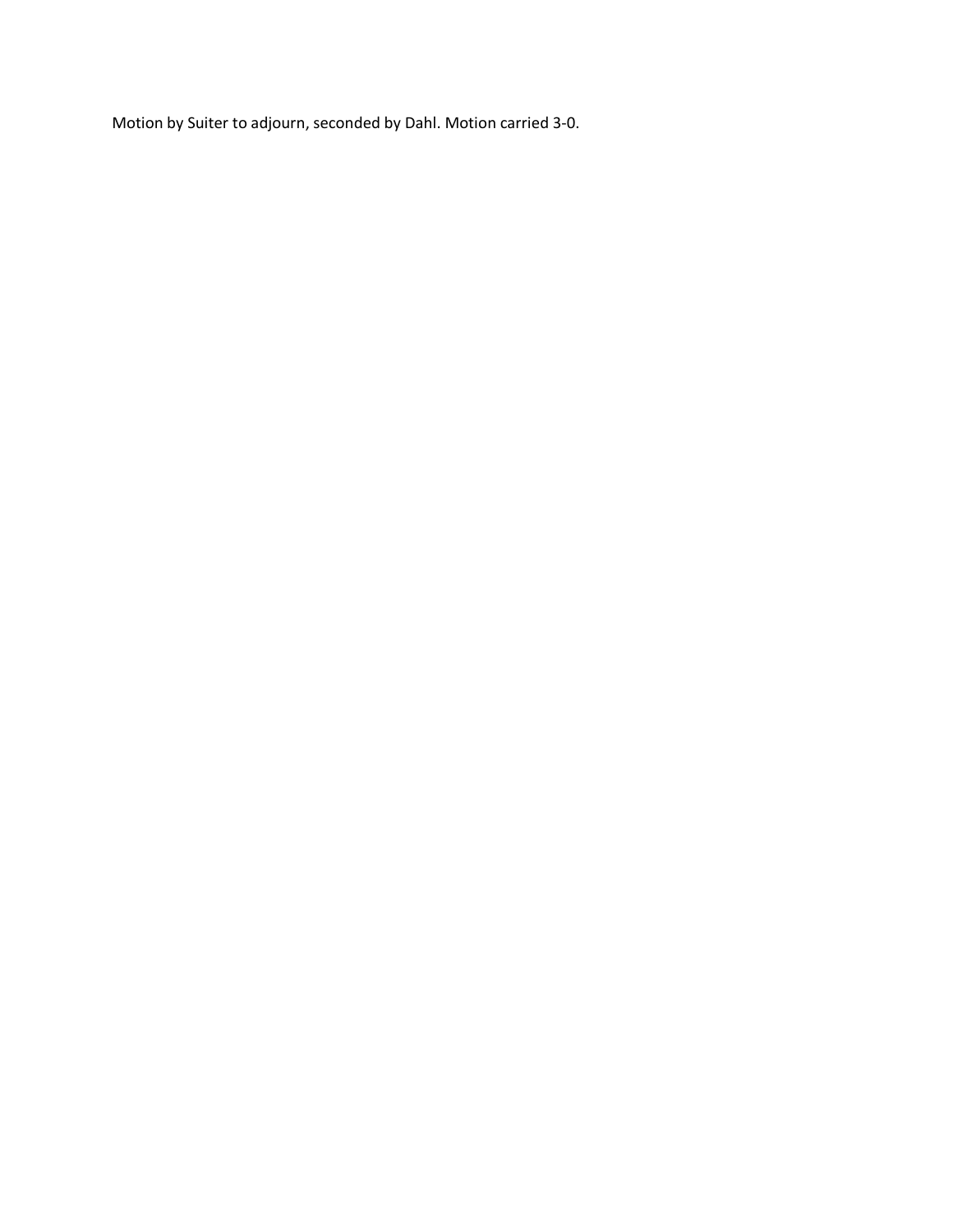Motion by Suiter to adjourn, seconded by Dahl. Motion carried 3-0.